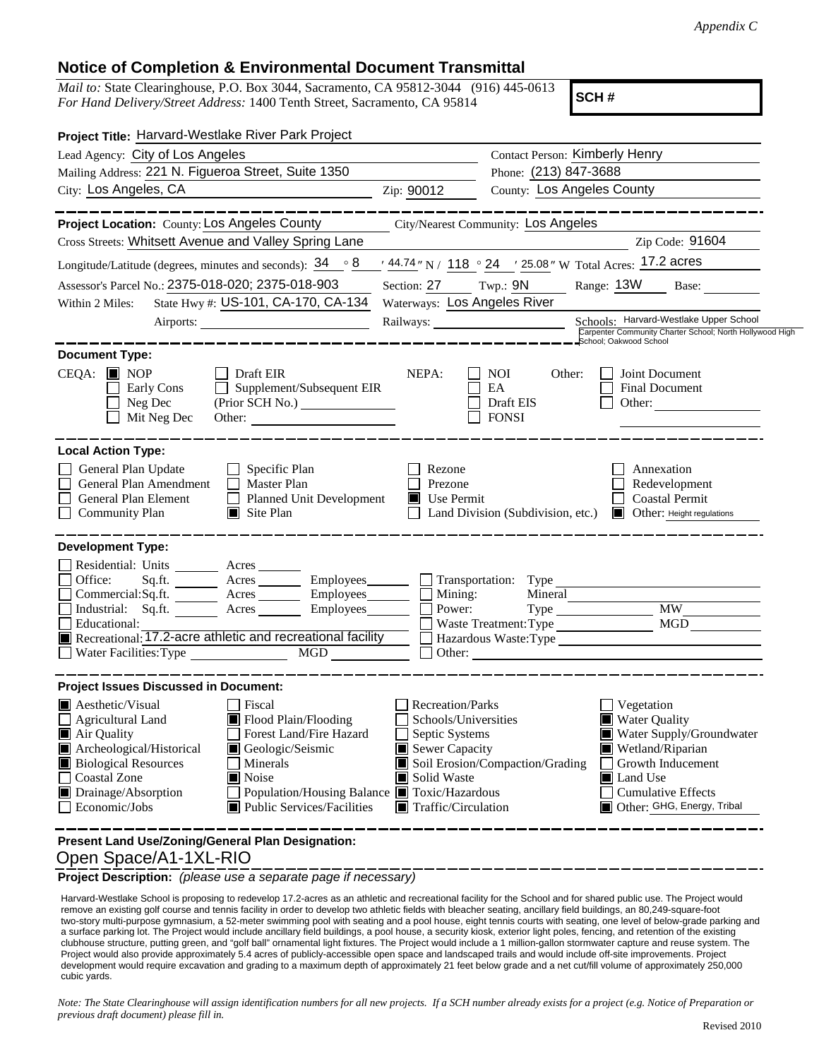*Appendix C*

## Notice of Completion & Environmental Document Transmittal

*Mail to:* State Clearinghouse, P.O. Box 3044, Sacramento, CA 95812-3044 (916) 445-0613
*For Hand Delivery/Street Address:* 1400 Tenth Street, Sacramento, CA 95814

**SCH #**

**Project Title:** Harvard-Westlake River Park Project

Lead Agency: City of Los Angeles
Contact Person: Kimberly Henry
Mailing Address: 221 N. Figueroa Street, Suite 1350
Phone: (213) 847-3688
City: Los Angeles, CA
Zip: 90012
County: Los Angeles County

**Project Location:** County: Los Angeles County
City/Nearest Community: Los Angeles
Cross Streets: Whitsett Avenue and Valley Spring Lane
Zip Code: 91604

Longitude/Latitude (degrees, minutes and seconds): 34 ° 8 ′ 44.74 ″ N / 118 ° 24 ′ 25.08 ″ W Total Acres: 17.2 acres

Assessor's Parcel No.: 2375-018-020; 2375-018-903
Section: 27 Twp.: 9N Range: 13W Base:

Within 2 Miles: State Hwy #: US-101, CA-170, CA-134
Waterways: Los Angeles River
Airports:
Railways:
Schools: Harvard-Westlake Upper School, Carpenter Community Charter School; North Hollywood High School; Oakwood School

**Document Type:**

CEQA:
- [x] NOP
- [ ] Early Cons
- [ ] Neg Dec
- [ ] Mit Neg Dec
- [ ] Draft EIR
- [ ] Supplement/Subsequent EIR (Prior SCH No.)
- Other:

NEPA:
- [ ] NOI
- [ ] EA
- [ ] Draft EIS
- [ ] FONSI

Other:
- [ ] Joint Document
- [ ] Final Document
- [ ] Other:

**Local Action Type:**

- [ ] General Plan Update
- [ ] General Plan Amendment
- [ ] General Plan Element
- [ ] Community Plan
- [ ] Specific Plan
- [ ] Master Plan
- [ ] Planned Unit Development
- [x] Site Plan
- [ ] Rezone
- [ ] Prezone
- [x] Use Permit
- [ ] Land Division (Subdivision, etc.)
- [ ] Annexation
- [ ] Redevelopment
- [ ] Coastal Permit
- [x] Other: Height regulations

**Development Type:**

- [ ] Residential: Units Acres
- [ ] Office: Sq.ft. Acres Employees
- [ ] Commercial: Sq.ft. Acres Employees
- [ ] Industrial: Sq.ft. Acres Employees
- [ ] Educational:
- [x] Recreational: 17.2-acre athletic and recreational facility
- [ ] Water Facilities: Type MGD
- [ ] Transportation: Type
- [ ] Mining: Mineral
- [ ] Power: Type MW
- [ ] Waste Treatment: Type MGD
- [ ] Hazardous Waste: Type
- [ ] Other:

**Project Issues Discussed in Document:**

- [x] Aesthetic/Visual
- [ ] Agricultural Land
- [x] Air Quality
- [x] Archeological/Historical
- [x] Biological Resources
- [ ] Coastal Zone
- [x] Drainage/Absorption
- [ ] Economic/Jobs
- [ ] Fiscal
- [x] Flood Plain/Flooding
- [ ] Forest Land/Fire Hazard
- [x] Geologic/Seismic
- [ ] Minerals
- [x] Noise
- [ ] Population/Housing Balance
- [x] Public Services/Facilities
- [ ] Recreation/Parks
- [ ] Schools/Universities
- [ ] Septic Systems
- [x] Sewer Capacity
- [x] Soil Erosion/Compaction/Grading
- [x] Solid Waste
- [x] Toxic/Hazardous
- [x] Traffic/Circulation
- [ ] Vegetation
- [x] Water Quality
- [x] Water Supply/Groundwater
- [x] Wetland/Riparian
- [ ] Growth Inducement
- [x] Land Use
- [ ] Cumulative Effects
- [x] Other: GHG, Energy, Tribal

**Present Land Use/Zoning/General Plan Designation:**

Open Space/A1-1XL-RIO

**Project Description:** *(please use a separate page if necessary)*

Harvard-Westlake School is proposing to redevelop 17.2-acres as an athletic and recreational facility for the School and for shared public use. The Project would remove an existing golf course and tennis facility in order to develop two athletic fields with bleacher seating, ancillary field buildings, an 80,249-square-foot two-story multi-purpose gymnasium, a 52-meter swimming pool with seating and a pool house, eight tennis courts with seating, one level of below-grade parking and a surface parking lot. The Project would include ancillary field buildings, a pool house, a security kiosk, exterior light poles, fencing, and retention of the existing clubhouse structure, putting green, and "golf ball" ornamental light fixtures. The Project would include a 1 million-gallon stormwater capture and reuse system. The Project would also provide approximately 5.4 acres of publicly-accessible open space and landscaped trails and would include off-site improvements. Project development would require excavation and grading to a maximum depth of approximately 21 feet below grade and a net cut/fill volume of approximately 250,000 cubic yards.

*Note: The State Clearinghouse will assign identification numbers for all new projects. If a SCH number already exists for a project (e.g. Notice of Preparation or previous draft document) please fill in.*

Revised 2010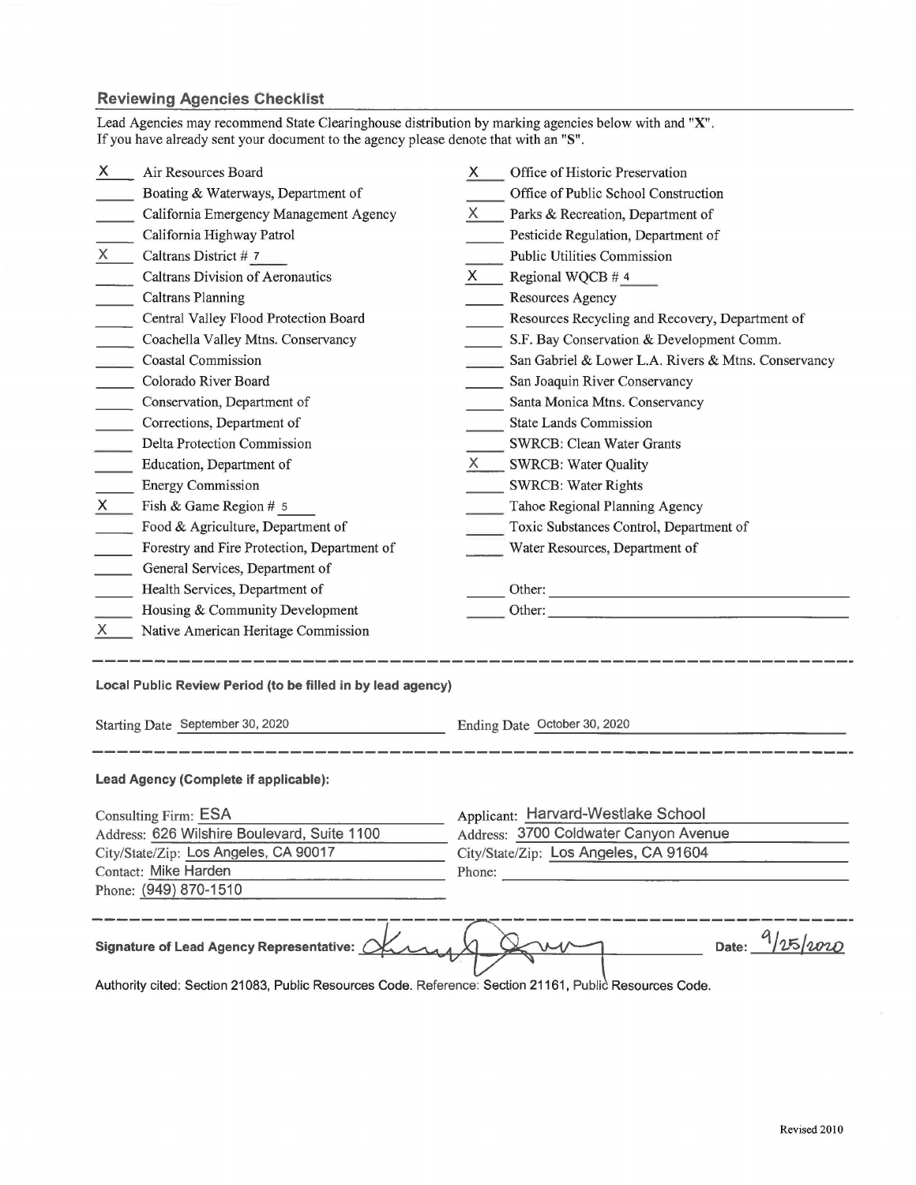## Reviewing Agencies Checklist

Lead Agencies may recommend State Clearinghouse distribution by marking agencies below with and "X".
If you have already sent your document to the agency please denote that with an "S".

- X Air Resources Board
- ___ Boating & Waterways, Department of
- ___ California Emergency Management Agency
- ___ California Highway Patrol
- X Caltrans District # 7
- ___ Caltrans Division of Aeronautics
- ___ Caltrans Planning
- ___ Central Valley Flood Protection Board
- ___ Coachella Valley Mtns. Conservancy
- ___ Coastal Commission
- ___ Colorado River Board
- ___ Conservation, Department of
- ___ Corrections, Department of
- ___ Delta Protection Commission
- ___ Education, Department of
- ___ Energy Commission
- X Fish & Game Region # 5
- ___ Food & Agriculture, Department of
- ___ Forestry and Fire Protection, Department of
- ___ General Services, Department of
- ___ Health Services, Department of
- ___ Housing & Community Development
- X Native American Heritage Commission
- X Office of Historic Preservation
- ___ Office of Public School Construction
- X Parks & Recreation, Department of
- ___ Pesticide Regulation, Department of
- ___ Public Utilities Commission
- X Regional WQCB # 4
- ___ Resources Agency
- ___ Resources Recycling and Recovery, Department of
- ___ S.F. Bay Conservation & Development Comm.
- ___ San Gabriel & Lower L.A. Rivers & Mtns. Conservancy
- ___ San Joaquin River Conservancy
- ___ Santa Monica Mtns. Conservancy
- ___ State Lands Commission
- ___ SWRCB: Clean Water Grants
- X SWRCB: Water Quality
- ___ SWRCB: Water Rights
- ___ Tahoe Regional Planning Agency
- ___ Toxic Substances Control, Department of
- ___ Water Resources, Department of
- ___ Other: ______
- ___ Other: ______

---

**Local Public Review Period (to be filled in by lead agency)**

Starting Date September 30, 2020 Ending Date October 30, 2020

---

**Lead Agency (Complete if applicable):**

Consulting Firm: ESA
Address: 626 Wilshire Boulevard, Suite 1100
City/State/Zip: Los Angeles, CA 90017
Contact: Mike Harden
Phone: (949) 870-1510

Applicant: Harvard-Westlake School
Address: 3700 Coldwater Canyon Avenue
City/State/Zip: Los Angeles, CA 91604
Phone:

---

**Signature of Lead Agency Representative:** [signature] **Date:** 9/25/2020

Authority cited: Section 21083, Public Resources Code. Reference: Section 21161, Public Resources Code.

Revised 2010